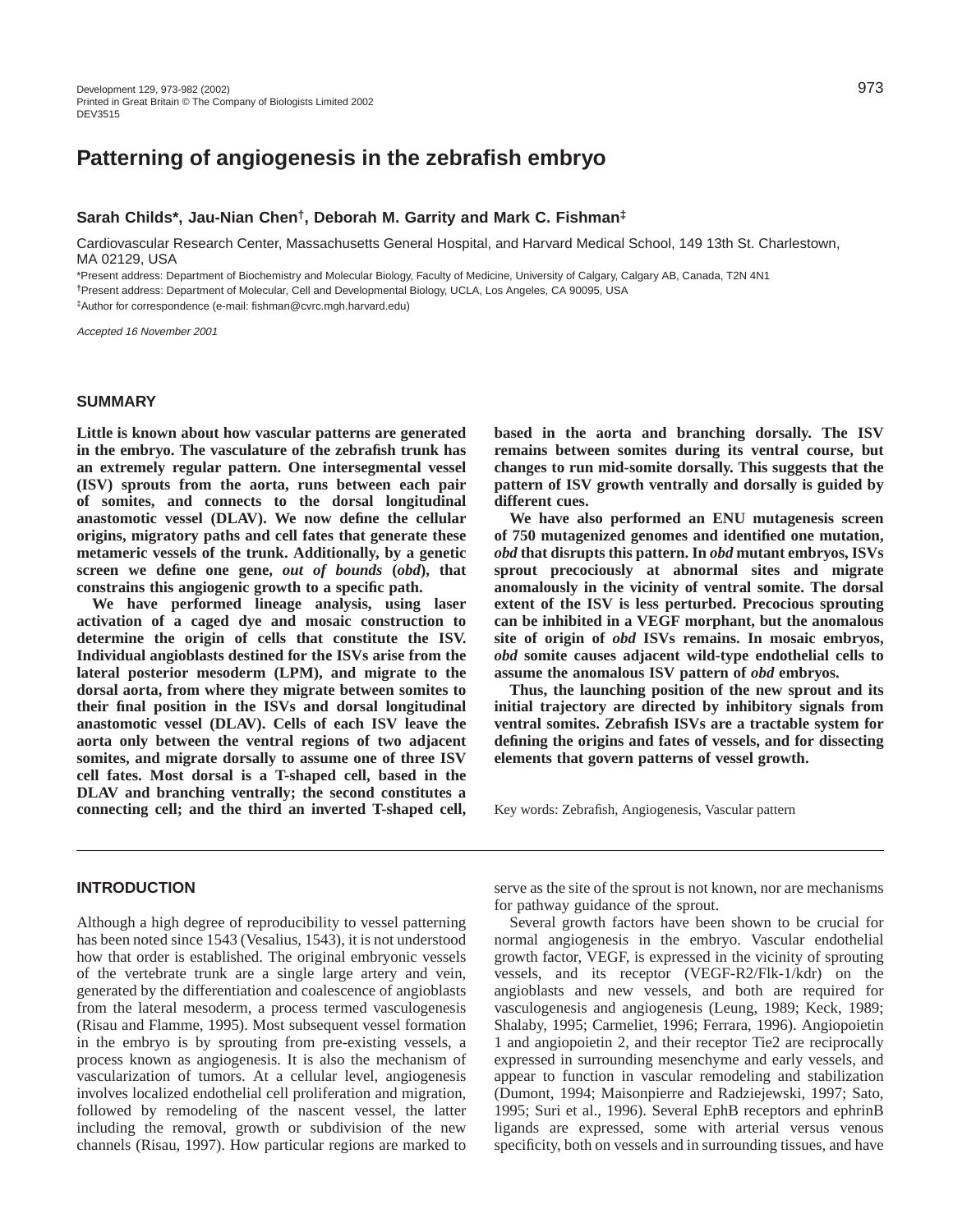# Patterning of angiogenesis in the zebrafish embryo

**Sarah Childs\*, Jau-Nian Chen†, Deborah M. Garrity and Mark C. Fishman‡**

Cardiovascular Research Center, Massachusetts General Hospital, and Harvard Medical School, 149 13th St. Charlestown, MA 02129, USA

\*Present address: Department of Biochemistry and Molecular Biology, Faculty of Medicine, University of Calgary, Calgary AB, Canada, T2N 4N1

†Present address: Department of Molecular, Cell and Developmental Biology, UCLA, Los Angeles, CA 90095, USA

‡Author for correspondence (e-mail: fishman@cvrc.mgh.harvard.edu)

*Accepted 16 November 2001*

## SUMMARY

**Little is known about how vascular patterns are generated in the embryo. The vasculature of the zebrafish trunk has an extremely regular pattern. One intersegmental vessel (ISV) sprouts from the aorta, runs between each pair of somites, and connects to the dorsal longitudinal anastomotic vessel (DLAV). We now define the cellular origins, migratory paths and cell fates that generate these metameric vessels of the trunk. Additionally, by a genetic screen we define one gene, *out of bounds* (*obd*), that constrains this angiogenic growth to a specific path.**

**We have performed lineage analysis, using laser activation of a caged dye and mosaic construction to determine the origin of cells that constitute the ISV. Individual angioblasts destined for the ISVs arise from the lateral posterior mesoderm (LPM), and migrate to the dorsal aorta, from where they migrate between somites to their final position in the ISVs and dorsal longitudinal anastomotic vessel (DLAV). Cells of each ISV leave the aorta only between the ventral regions of two adjacent somites, and migrate dorsally to assume one of three ISV cell fates. Most dorsal is a T-shaped cell, based in the DLAV and branching ventrally; the second constitutes a connecting cell; and the third an inverted T-shaped cell, based in the aorta and branching dorsally. The ISV remains between somites during its ventral course, but changes to run mid-somite dorsally. This suggests that the pattern of ISV growth ventrally and dorsally is guided by different cues.**

**We have also performed an ENU mutagenesis screen of 750 mutagenized genomes and identified one mutation, *obd* that disrupts this pattern. In *obd* mutant embryos, ISVs sprout precociously at abnormal sites and migrate anomalously in the vicinity of ventral somite. The dorsal extent of the ISV is less perturbed. Precocious sprouting can be inhibited in a VEGF morphant, but the anomalous site of origin of *obd* ISVs remains. In mosaic embryos, *obd* somite causes adjacent wild-type endothelial cells to assume the anomalous ISV pattern of *obd* embryos.**

**Thus, the launching position of the new sprout and its initial trajectory are directed by inhibitory signals from ventral somites. Zebrafish ISVs are a tractable system for defining the origins and fates of vessels, and for dissecting elements that govern patterns of vessel growth.**

Key words: Zebrafish, Angiogenesis, Vascular pattern

## INTRODUCTION

Although a high degree of reproducibility to vessel patterning has been noted since 1543 (Vesalius, 1543), it is not understood how that order is established. The original embryonic vessels of the vertebrate trunk are a single large artery and vein, generated by the differentiation and coalescence of angioblasts from the lateral mesoderm, a process termed vasculogenesis (Risau and Flamme, 1995). Most subsequent vessel formation in the embryo is by sprouting from pre-existing vessels, a process known as angiogenesis. It is also the mechanism of vascularization of tumors. At a cellular level, angiogenesis involves localized endothelial cell proliferation and migration, followed by remodeling of the nascent vessel, the latter including the removal, growth or subdivision of the new channels (Risau, 1997). How particular regions are marked to serve as the site of the sprout is not known, nor are mechanisms for pathway guidance of the sprout.

Several growth factors have been shown to be crucial for normal angiogenesis in the embryo. Vascular endothelial growth factor, VEGF, is expressed in the vicinity of sprouting vessels, and its receptor (VEGF-R2/Flk-1/kdr) on the angioblasts and new vessels, and both are required for vasculogenesis and angiogenesis (Leung, 1989; Keck, 1989; Shalaby, 1995; Carmeliet, 1996; Ferrara, 1996). Angiopoietin 1 and angiopoietin 2, and their receptor Tie2 are reciprocally expressed in surrounding mesenchyme and early vessels, and appear to function in vascular remodeling and stabilization (Dumont, 1994; Maisonpierre and Radziejewski, 1997; Sato, 1995; Suri et al., 1996). Several EphB receptors and ephrinB ligands are expressed, some with arterial versus venous specificity, both on vessels and in surrounding tissues, and have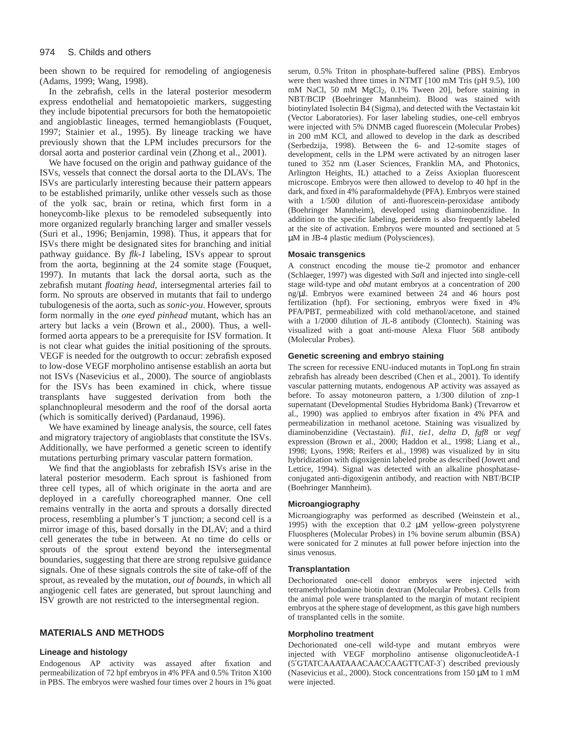been shown to be required for remodeling of angiogenesis (Adams, 1999; Wang, 1998).

In the zebrafish, cells in the lateral posterior mesoderm express endothelial and hematopoietic markers, suggesting they include bipotential precursors for both the hematopoietic and angioblastic lineages, termed hemangioblasts (Fouquet, 1997; Stainier et al., 1995). By lineage tracking we have previously shown that the LPM includes precursors for the dorsal aorta and posterior cardinal vein (Zhong et al., 2001).

We have focused on the origin and pathway guidance of the ISVs, vessels that connect the dorsal aorta to the DLAVs. The ISVs are particularly interesting because their pattern appears to be established primarily, unlike other vessels such as those of the yolk sac, brain or retina, which first form in a honeycomb-like plexus to be remodeled subsequently into more organized regularly branching larger and smaller vessels (Suri et al., 1996; Benjamin, 1998). Thus, it appears that for ISVs there might be designated sites for branching and initial pathway guidance. By *flk-1* labeling, ISVs appear to sprout from the aorta, beginning at the 24 somite stage (Fouquet, 1997). In mutants that lack the dorsal aorta, such as the zebrafish mutant *floating head*, intersegmental arteries fail to form. No sprouts are observed in mutants that fail to undergo tubulogenesis of the aorta, such as *sonic-you*. However, sprouts form normally in the *one eyed pinhead* mutant, which has an artery but lacks a vein (Brown et al., 2000). Thus, a well-formed aorta appears to be a prerequisite for ISV formation. It is not clear what guides the initial positioning of the sprouts. VEGF is needed for the outgrowth to occur: zebrafish exposed to low-dose VEGF morpholino antisense establish an aorta but not ISVs (Nasevicius et al., 2000). The source of angioblasts for the ISVs has been examined in chick, where tissue transplants have suggested derivation from both the splanchnopleural mesoderm and the roof of the dorsal aorta (which is somitically derived) (Pardanaud, 1996).

We have examined by lineage analysis, the source, cell fates and migratory trajectory of angioblasts that constitute the ISVs. Additionally, we have performed a genetic screen to identify mutations perturbing primary vascular pattern formation.

We find that the angioblasts for zebrafish ISVs arise in the lateral posterior mesoderm. Each sprout is fashioned from three cell types, all of which originate in the aorta and are deployed in a carefully choreographed manner. One cell remains ventrally in the aorta and sprouts a dorsally directed process, resembling a plumber's T junction; a second cell is a mirror image of this, based dorsally in the DLAV; and a third cell generates the tube in between. At no time do cells or sprouts of the sprout extend beyond the intersegmental boundaries, suggesting that there are strong repulsive guidance signals. One of these signals controls the site of take-off of the sprout, as revealed by the mutation, *out of bounds*, in which all angiogenic cell fates are generated, but sprout launching and ISV growth are not restricted to the intersegmental region.

## MATERIALS AND METHODS

### Lineage and histology

Endogenous AP activity was assayed after fixation and permeabilization of 72 hpf embryos in 4% PFA and 0.5% Triton X100 in PBS. The embryos were washed four times over 2 hours in 1% goat serum, 0.5% Triton in phosphate-buffered saline (PBS). Embryos were then washed three times in NTMT [100 mM Tris (pH 9.5), 100 mM NaCl, 50 mM $MgCl_2$, 0.1% Tween 20], before staining in NBT/BCIP (Boehringer Mannheim). Blood was stained with biotinylated Isolectin B4 (Sigma), and detected with the Vectastain kit (Vector Laboratories). For laser labeling studies, one-cell embryos were injected with 5% DNMB caged fluorescein (Molecular Probes) in 200 mM KCl, and allowed to develop in the dark as described (Serbedzija, 1998). Between the 6- and 12-somite stages of development, cells in the LPM were activated by an nitrogen laser tuned to 352 nm (Laser Sciences, Franklin MA, and Photonics, Arlington Heights, IL) attached to a Zeiss Axioplan fluorescent microscope. Embryos were then allowed to develop to 40 hpf in the dark, and fixed in 4% paraformaldehyde (PFA). Embryos were stained with a 1/500 dilution of anti-fluorescein-peroxidase antibody (Boehringer Mannheim), developed using diaminobenzidine. In addition to the specific labeling, periderm is also frequently labeled at the site of activation. Embryos were mounted and sectioned at 5 μM in JB-4 plastic medium (Polysciences).

### Mosaic transgenics

A construct encoding the mouse tie-2 promotor and enhancer (Schlaeger, 1997) was digested with *Sal*I and injected into single-cell stage wild-type and *obd* mutant embryos at a concentration of 200 ng/μl. Embryos were examined between 24 and 46 hours post fertilization (hpf). For sectioning, embryos were fixed in 4% PFA/PBT, permeabilized with cold methanol/acetone, and stained with a 1/2000 dilution of JL-8 antibody (Clontech). Staining was visualized with a goat anti-mouse Alexa Fluor 568 antibody (Molecular Probes).

### Genetic screening and embryo staining

The screen for recessive ENU-induced mutants in TopLong fin strain zebrafish has already been described (Chen et al., 2001). To identify vascular patterning mutants, endogenous AP activity was assayed as before. To assay motoneuron pattern, a 1/300 dilution of znp-1 supernatant (Developmental Studies Hybridoma Bank) (Trevarrow et al., 1990) was applied to embryos after fixation in 4% PFA and permeabilization in methanol acetone. Staining was visualized by diaminobenzidine (Vectastain). *fli1*, *tie1*, *delta D*, *fgf8* or *vegf* expression (Brown et al., 2000; Haddon et al., 1998; Liang et al., 1998; Lyons, 1998; Reifers et al., 1998) was visualized by in situ hybridization with digoxigenin labeled probe as described (Jowett and Lettice, 1994). Signal was detected with an alkaline phosphatase-conjugated anti-digoxigenin antibody, and reaction with NBT/BCIP (Boehringer Mannheim).

### Microangiography

Microangiography was performed as described (Weinstein et al., 1995) with the exception that 0.2 μM yellow-green polystyrene Fluospheres (Molecular Probes) in 1% bovine serum albumin (BSA) were sonicated for 2 minutes at full power before injection into the sinus venosus.

### Transplantation

Dechorionated one-cell donor embryos were injected with tetramethylrhodamine biotin dextran (Molecular Probes). Cells from the animal pole were transplanted to the margin of mutant recipient embryos at the sphere stage of development, as this gave high numbers of transplanted cells in the somite.

### Morpholino treatment

Dechorionated one-cell wild-type and mutant embryos were injected with VEGF morpholino antisense oligonucleotideA-1 (5′GTATCAAATAAACAACCAAGTTCAT-3′) described previously (Nasevicius et al., 2000). Stock concentrations from 150 μM to 1 mM were injected.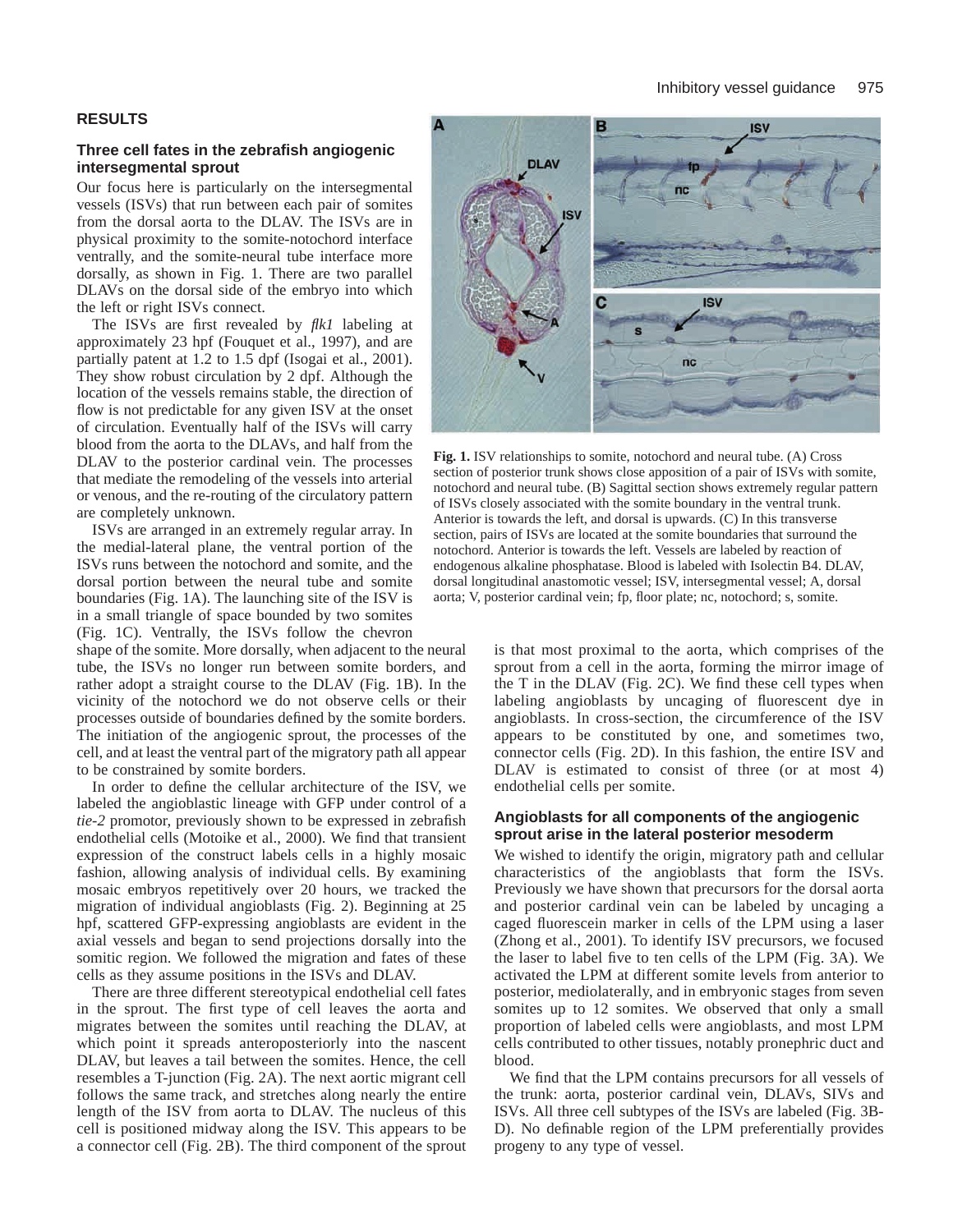## RESULTS

### Three cell fates in the zebrafish angiogenic intersegmental sprout

Our focus here is particularly on the intersegmental vessels (ISVs) that run between each pair of somites from the dorsal aorta to the DLAV. The ISVs are in physical proximity to the somite-notochord interface ventrally, and the somite-neural tube interface more dorsally, as shown in Fig. 1. There are two parallel DLAVs on the dorsal side of the embryo into which the left or right ISVs connect.

The ISVs are first revealed by *flk1* labeling at approximately 23 hpf (Fouquet et al., 1997), and are partially patent at 1.2 to 1.5 dpf (Isogai et al., 2001). They show robust circulation by 2 dpf. Although the location of the vessels remains stable, the direction of flow is not predictable for any given ISV at the onset of circulation. Eventually half of the ISVs will carry blood from the aorta to the DLAVs, and half from the DLAV to the posterior cardinal vein. The processes that mediate the remodeling of the vessels into arterial or venous, and the re-routing of the circulatory pattern are completely unknown.

ISVs are arranged in an extremely regular array. In the medial-lateral plane, the ventral portion of the ISVs runs between the notochord and somite, and the dorsal portion between the neural tube and somite boundaries (Fig. 1A). The launching site of the ISV is in a small triangle of space bounded by two somites (Fig. 1C). Ventrally, the ISVs follow the chevron shape of the somite. More dorsally, when adjacent to the neural tube, the ISVs no longer run between somite borders, and rather adopt a straight course to the DLAV (Fig. 1B). In the vicinity of the notochord we do not observe cells or their processes outside of boundaries defined by the somite borders. The initiation of the angiogenic sprout, the processes of the cell, and at least the ventral part of the migratory path all appear to be constrained by somite borders.

**Fig. 1.** ISV relationships to somite, notochord and neural tube. (A) Cross section of posterior trunk shows close apposition of a pair of ISVs with somite, notochord and neural tube. (B) Sagittal section shows extremely regular pattern of ISVs closely associated with the somite boundary in the ventral trunk. Anterior is towards the left, and dorsal is upwards. (C) In this transverse section, pairs of ISVs are located at the somite boundaries that surround the notochord. Anterior is towards the left. Vessels are labeled by reaction of endogenous alkaline phosphatase. Blood is labeled with Isolectin B4. DLAV, dorsal longitudinal anastomotic vessel; ISV, intersegmental vessel; A, dorsal aorta; V, posterior cardinal vein; fp, floor plate; nc, notochord; s, somite.

In order to define the cellular architecture of the ISV, we labeled the angioblastic lineage with GFP under control of a *tie-2* promotor, previously shown to be expressed in zebrafish endothelial cells (Motoike et al., 2000). We find that transient expression of the construct labels cells in a highly mosaic fashion, allowing analysis of individual cells. By examining mosaic embryos repetitively over 20 hours, we tracked the migration of individual angioblasts (Fig. 2). Beginning at 25 hpf, scattered GFP-expressing angioblasts are evident in the axial vessels and began to send projections dorsally into the somitic region. We followed the migration and fates of these cells as they assume positions in the ISVs and DLAV.

There are three different stereotypical endothelial cell fates in the sprout. The first type of cell leaves the aorta and migrates between the somites until reaching the DLAV, at which point it spreads anteroposteriorly into the nascent DLAV, but leaves a tail between the somites. Hence, the cell resembles a T-junction (Fig. 2A). The next aortic migrant cell follows the same track, and stretches along nearly the entire length of the ISV from aorta to DLAV. The nucleus of this cell is positioned midway along the ISV. This appears to be a connector cell (Fig. 2B). The third component of the sprout is that most proximal to the aorta, which comprises of the sprout from a cell in the aorta, forming the mirror image of the T in the DLAV (Fig. 2C). We find these cell types when labeling angioblasts by uncaging of fluorescent dye in angioblasts. In cross-section, the circumference of the ISV appears to be constituted by one, and sometimes two, connector cells (Fig. 2D). In this fashion, the entire ISV and DLAV is estimated to consist of three (or at most 4) endothelial cells per somite.

### Angioblasts for all components of the angiogenic sprout arise in the lateral posterior mesoderm

We wished to identify the origin, migratory path and cellular characteristics of the angioblasts that form the ISVs. Previously we have shown that precursors for the dorsal aorta and posterior cardinal vein can be labeled by uncaging a caged fluorescein marker in cells of the LPM using a laser (Zhong et al., 2001). To identify ISV precursors, we focused the laser to label five to ten cells of the LPM (Fig. 3A). We activated the LPM at different somite levels from anterior to posterior, mediolaterally, and in embryonic stages from seven somites up to 12 somites. We observed that only a small proportion of labeled cells were angioblasts, and most LPM cells contributed to other tissues, notably pronephric duct and blood.

We find that the LPM contains precursors for all vessels of the trunk: aorta, posterior cardinal vein, DLAVs, SIVs and ISVs. All three cell subtypes of the ISVs are labeled (Fig. 3B-D). No definable region of the LPM preferentially provides progeny to any type of vessel.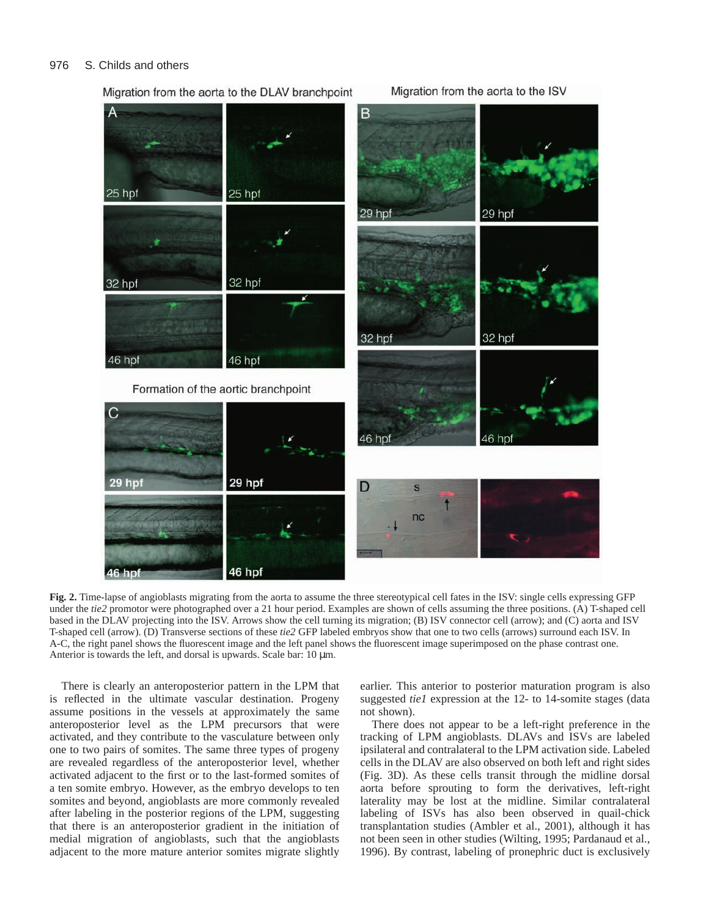**Fig. 2.** Time-lapse of angioblasts migrating from the aorta to assume the three stereotypical cell fates in the ISV: single cells expressing GFP under the *tie2* promotor were photographed over a 21 hour period. Examples are shown of cells assuming the three positions. (A) T-shaped cell based in the DLAV projecting into the ISV. Arrows show the cell turning its migration; (B) ISV connector cell (arrow); and (C) aorta and ISV T-shaped cell (arrow). (D) Transverse sections of these *tie2* GFP labeled embryos show that one to two cells (arrows) surround each ISV. In A-C, the right panel shows the fluorescent image and the left panel shows the fluorescent image superimposed on the phase contrast one. Anterior is towards the left, and dorsal is upwards. Scale bar: 10 μm.

There is clearly an anteroposterior pattern in the LPM that is reflected in the ultimate vascular destination. Progeny assume positions in the vessels at approximately the same anteroposterior level as the LPM precursors that were activated, and they contribute to the vasculature between only one to two pairs of somites. The same three types of progeny are revealed regardless of the anteroposterior level, whether activated adjacent to the first or to the last-formed somites of a ten somite embryo. However, as the embryo develops to ten somites and beyond, angioblasts are more commonly revealed after labeling in the posterior regions of the LPM, suggesting that there is an anteroposterior gradient in the initiation of medial migration of angioblasts, such that the angioblasts adjacent to the more mature anterior somites migrate slightly earlier. This anterior to posterior maturation program is also suggested *tie1* expression at the 12- to 14-somite stages (data not shown).

There does not appear to be a left-right preference in the tracking of LPM angioblasts. DLAVs and ISVs are labeled ipsilateral and contralateral to the LPM activation side. Labeled cells in the DLAV are also observed on both left and right sides (Fig. 3D). As these cells transit through the midline dorsal aorta before sprouting to form the derivatives, left-right laterality may be lost at the midline. Similar contralateral labeling of ISVs has also been observed in quail-chick transplantation studies (Ambler et al., 2001), although it has not been seen in other studies (Wilting, 1995; Pardanaud et al., 1996). By contrast, labeling of pronephric duct is exclusively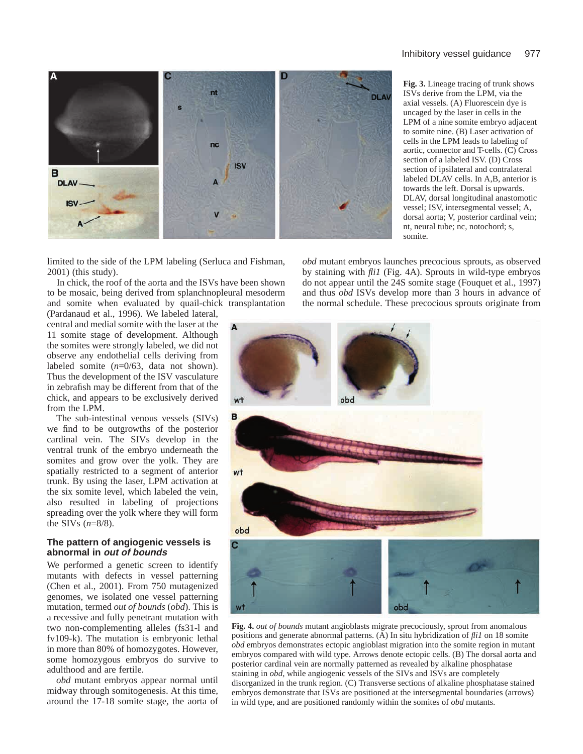**Fig. 3.** Lineage tracing of trunk shows ISVs derive from the LPM, via the axial vessels. (A) Fluorescein dye is uncaged by the laser in cells in the LPM of a nine somite embryo adjacent to somite nine. (B) Laser activation of cells in the LPM leads to labeling of aortic, connector and T-cells. (C) Cross section of a labeled ISV. (D) Cross section of ipsilateral and contralateral labeled DLAV cells. In A,B, anterior is towards the left. Dorsal is upwards. DLAV, dorsal longitudinal anastomotic vessel; ISV, intersegmental vessel; A, dorsal aorta; V, posterior cardinal vein; nt, neural tube; nc, notochord; s, somite.

limited to the side of the LPM labeling (Serluca and Fishman, 2001) (this study).

In chick, the roof of the aorta and the ISVs have been shown to be mosaic, being derived from splanchnopleural mesoderm and somite when evaluated by quail-chick transplantation (Pardanaud et al., 1996). We labeled lateral, central and medial somite with the laser at the 11 somite stage of development. Although the somites were strongly labeled, we did not observe any endothelial cells deriving from labeled somite ($n$=0/63, data not shown). Thus the development of the ISV vasculature in zebrafish may be different from that of the chick, and appears to be exclusively derived from the LPM.

The sub-intestinal venous vessels (SIVs) we find to be outgrowths of the posterior cardinal vein. The SIVs develop in the ventral trunk of the embryo underneath the somites and grow over the yolk. They are spatially restricted to a segment of anterior trunk. By using the laser, LPM activation at the six somite level, which labeled the vein, also resulted in labeling of projections spreading over the yolk where they will form the SIVs ($n$=8/8).

### The pattern of angiogenic vessels is abnormal in *out of bounds*

We performed a genetic screen to identify mutants with defects in vessel patterning (Chen et al., 2001). From 750 mutagenized genomes, we isolated one vessel patterning mutation, termed *out of bounds* (*obd*). This is a recessive and fully penetrant mutation with two non-complementing alleles (fs31-l and fv109-k). The mutation is embryonic lethal in more than 80% of homozygotes. However, some homozygous embryos do survive to adulthood and are fertile.

*obd* mutant embryos appear normal until midway through somitogenesis. At this time, around the 17-18 somite stage, the aorta of *obd* mutant embryos launches precocious sprouts, as observed by staining with *fli1* (Fig. 4A). Sprouts in wild-type embryos do not appear until the 24S somite stage (Fouquet et al., 1997) and thus *obd* ISVs develop more than 3 hours in advance of the normal schedule. These precocious sprouts originate from

**Fig. 4.** *out of bounds* mutant angioblasts migrate precociously, sprout from anomalous positions and generate abnormal patterns. (A) In situ hybridization of *fli1* on 18 somite *obd* embryos demonstrates ectopic angioblast migration into the somite region in mutant embryos compared with wild type. Arrows denote ectopic cells. (B) The dorsal aorta and posterior cardinal vein are normally patterned as revealed by alkaline phosphatase staining in *obd*, while angiogenic vessels of the SIVs and ISVs are completely disorganized in the trunk region. (C) Transverse sections of alkaline phosphatase stained embryos demonstrate that ISVs are positioned at the intersegmental boundaries (arrows) in wild type, and are positioned randomly within the somites of *obd* mutants.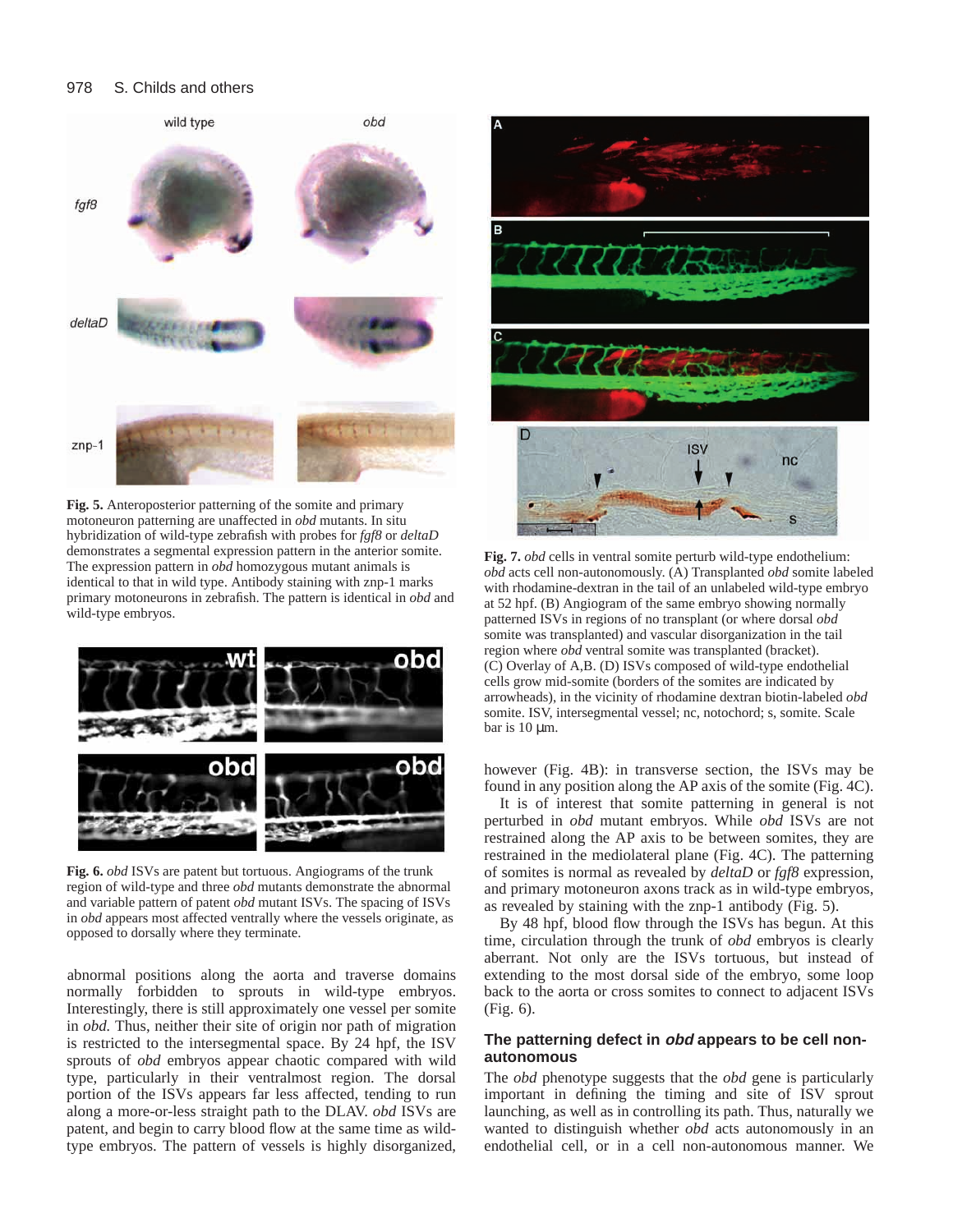**Fig. 5.** Anteroposterior patterning of the somite and primary motoneuron patterning are unaffected in *obd* mutants. In situ hybridization of wild-type zebrafish with probes for *fgf8* or *deltaD* demonstrates a segmental expression pattern in the anterior somite. The expression pattern in *obd* homozygous mutant animals is identical to that in wild type. Antibody staining with znp-1 marks primary motoneurons in zebrafish. The pattern is identical in *obd* and wild-type embryos.

**Fig. 6.** *obd* ISVs are patent but tortuous. Angiograms of the trunk region of wild-type and three *obd* mutants demonstrate the abnormal and variable pattern of patent *obd* mutant ISVs. The spacing of ISVs in *obd* appears most affected ventrally where the vessels originate, as opposed to dorsally where they terminate.

abnormal positions along the aorta and traverse domains normally forbidden to sprouts in wild-type embryos. Interestingly, there is still approximately one vessel per somite in *obd.* Thus, neither their site of origin nor path of migration is restricted to the intersegmental space. By 24 hpf, the ISV sprouts of *obd* embryos appear chaotic compared with wild type, particularly in their ventralmost region. The dorsal portion of the ISVs appears far less affected, tending to run along a more-or-less straight path to the DLAV. *obd* ISVs are patent, and begin to carry blood flow at the same time as wild-type embryos. The pattern of vessels is highly disorganized,

**Fig. 7.** *obd* cells in ventral somite perturb wild-type endothelium: *obd* acts cell non-autonomously. (A) Transplanted *obd* somite labeled with rhodamine-dextran in the tail of an unlabeled wild-type embryo at 52 hpf. (B) Angiogram of the same embryo showing normally patterned ISVs in regions of no transplant (or where dorsal *obd* somite was transplanted) and vascular disorganization in the tail region where *obd* ventral somite was transplanted (bracket). (C) Overlay of A,B. (D) ISVs composed of wild-type endothelial cells grow mid-somite (borders of the somites are indicated by arrowheads), in the vicinity of rhodamine dextran biotin-labeled *obd* somite. ISV, intersegmental vessel; nc, notochord; s, somite. Scale bar is 10 μm.

however (Fig. 4B): in transverse section, the ISVs may be found in any position along the AP axis of the somite (Fig. 4C).

It is of interest that somite patterning in general is not perturbed in *obd* mutant embryos. While *obd* ISVs are not restrained along the AP axis to be between somites, they are restrained in the mediolateral plane (Fig. 4C). The patterning of somites is normal as revealed by *deltaD* or *fgf8* expression, and primary motoneuron axons track as in wild-type embryos, as revealed by staining with the znp-1 antibody (Fig. 5).

By 48 hpf, blood flow through the ISVs has begun. At this time, circulation through the trunk of *obd* embryos is clearly aberrant. Not only are the ISVs tortuous, but instead of extending to the most dorsal side of the embryo, some loop back to the aorta or cross somites to connect to adjacent ISVs (Fig. 6).

### The patterning defect in *obd* appears to be cell non-autonomous

The *obd* phenotype suggests that the *obd* gene is particularly important in defining the timing and site of ISV sprout launching, as well as in controlling its path. Thus, naturally we wanted to distinguish whether *obd* acts autonomously in an endothelial cell, or in a cell non-autonomous manner. We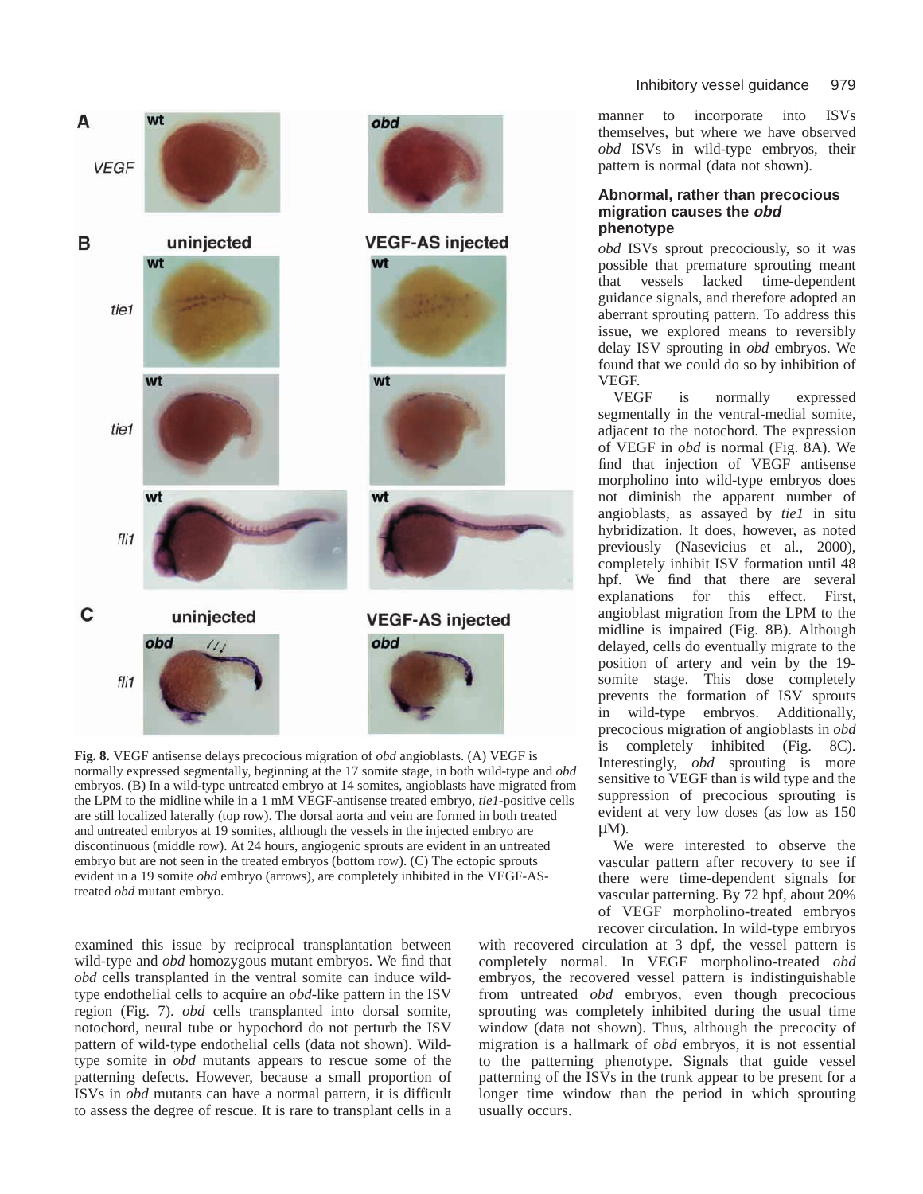manner to incorporate into ISVs themselves, but where we have observed *obd* ISVs in wild-type embryos, their pattern is normal (data not shown).

Fig. 8. VEGF antisense delays precocious migration of *obd* angioblasts. (A) VEGF is normally expressed segmentally, beginning at the 17 somite stage, in both wild-type and *obd* embryos. (B) In a wild-type untreated embryo at 14 somites, angioblasts have migrated from the LPM to the midline while in a 1 mM VEGF-antisense treated embryo, *tie1*-positive cells are still localized laterally (top row). The dorsal aorta and vein are formed in both treated and untreated embryos at 19 somites, although the vessels in the injected embryo are discontinuous (middle row). At 24 hours, angiogenic sprouts are evident in an untreated embryo but are not seen in the treated embryos (bottom row). (C) The ectopic sprouts evident in a 19 somite *obd* embryo (arrows), are completely inhibited in the VEGF-AS-treated *obd* mutant embryo.

examined this issue by reciprocal transplantation between wild-type and *obd* homozygous mutant embryos. We find that *obd* cells transplanted in the ventral somite can induce wild-type endothelial cells to acquire an *obd*-like pattern in the ISV region (Fig. 7). *obd* cells transplanted into dorsal somite, notochord, neural tube or hypochord do not perturb the ISV pattern of wild-type endothelial cells (data not shown). Wild-type somite in *obd* mutants appears to rescue some of the patterning defects. However, because a small proportion of ISVs in *obd* mutants can have a normal pattern, it is difficult to assess the degree of rescue. It is rare to transplant cells in a

### Abnormal, rather than precocious migration causes the *obd* phenotype

*obd* ISVs sprout precociously, so it was possible that premature sprouting meant that vessels lacked time-dependent guidance signals, and therefore adopted an aberrant sprouting pattern. To address this issue, we explored means to reversibly delay ISV sprouting in *obd* embryos. We found that we could do so by inhibition of VEGF.

VEGF is normally expressed segmentally in the ventral-medial somite, adjacent to the notochord. The expression of VEGF in *obd* is normal (Fig. 8A). We find that injection of VEGF antisense morpholino into wild-type embryos does not diminish the apparent number of angioblasts, as assayed by *tie1* in situ hybridization. It does, however, as noted previously (Nasevicius et al., 2000), completely inhibit ISV formation until 48 hpf. We find that there are several explanations for this effect. First, angioblast migration from the LPM to the midline is impaired (Fig. 8B). Although delayed, cells do eventually migrate to the position of artery and vein by the 19-somite stage. This dose completely prevents the formation of ISV sprouts in wild-type embryos. Additionally, precocious migration of angioblasts in *obd* is completely inhibited (Fig. 8C). Interestingly, *obd* sprouting is more sensitive to VEGF than is wild type and the suppression of precocious sprouting is evident at very low doses (as low as 150 μM).

We were interested to observe the vascular pattern after recovery to see if there were time-dependent signals for vascular patterning. By 72 hpf, about 20% of VEGF morpholino-treated embryos recover circulation. In wild-type embryos with recovered circulation at 3 dpf, the vessel pattern is completely normal. In VEGF morpholino-treated *obd* embryos, the recovered vessel pattern is indistinguishable from untreated *obd* embryos, even though precocious sprouting was completely inhibited during the usual time window (data not shown). Thus, although the precocity of migration is a hallmark of *obd* embryos, it is not essential to the patterning phenotype. Signals that guide vessel patterning of the ISVs in the trunk appear to be present for a longer time window than the period in which sprouting usually occurs.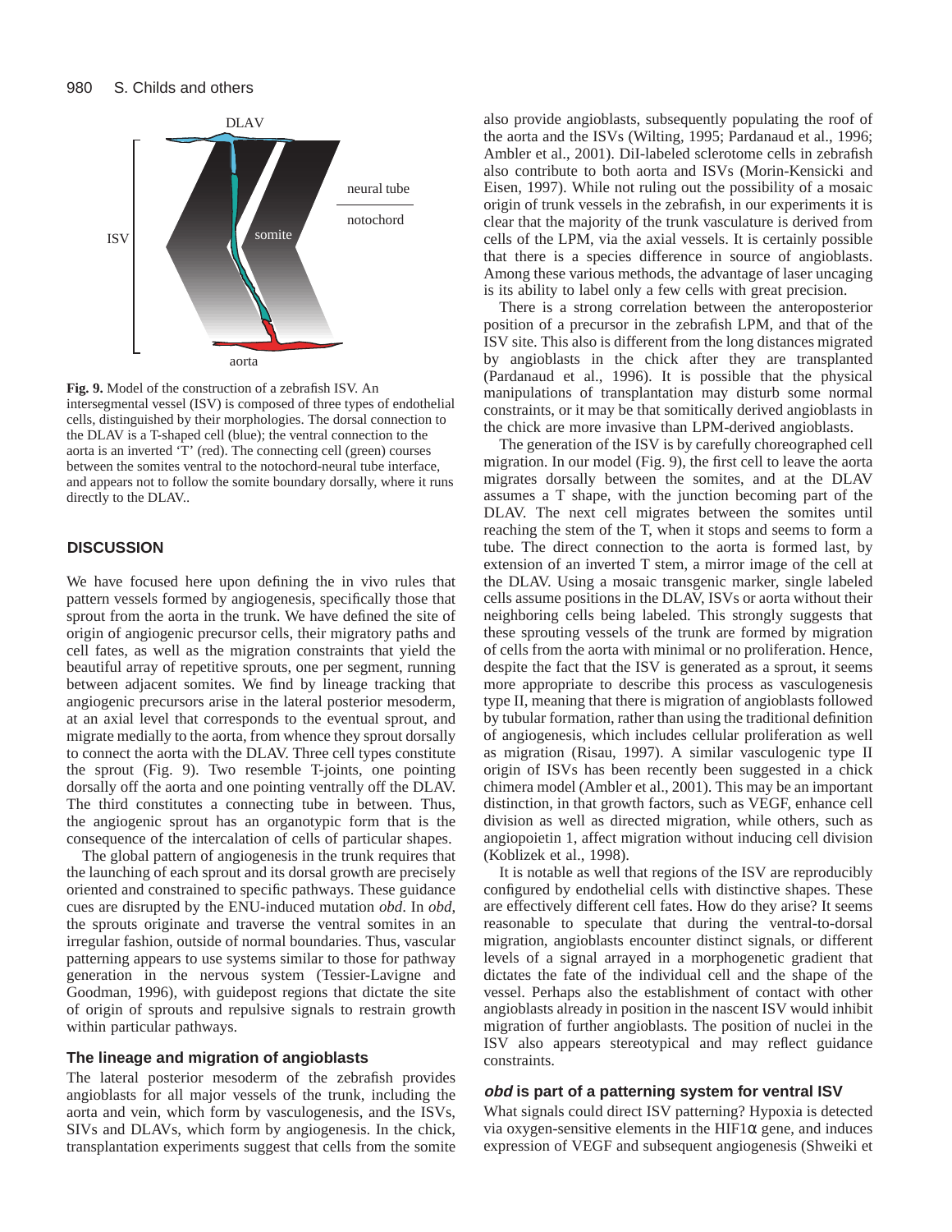DLAV

neural tube

notochord

ISV

somite

aorta

**Fig. 9.** Model of the construction of a zebrafish ISV. An intersegmental vessel (ISV) is composed of three types of endothelial cells, distinguished by their morphologies. The dorsal connection to the DLAV is a T-shaped cell (blue); the ventral connection to the aorta is an inverted 'T' (red). The connecting cell (green) courses between the somites ventral to the notochord-neural tube interface, and appears not to follow the somite boundary dorsally, where it runs directly to the DLAV..

## DISCUSSION

We have focused here upon defining the in vivo rules that pattern vessels formed by angiogenesis, specifically those that sprout from the aorta in the trunk. We have defined the site of origin of angiogenic precursor cells, their migratory paths and cell fates, as well as the migration constraints that yield the beautiful array of repetitive sprouts, one per segment, running between adjacent somites. We find by lineage tracking that angiogenic precursors arise in the lateral posterior mesoderm, at an axial level that corresponds to the eventual sprout, and migrate medially to the aorta, from whence they sprout dorsally to connect the aorta with the DLAV. Three cell types constitute the sprout (Fig. 9). Two resemble T-joints, one pointing dorsally off the aorta and one pointing ventrally off the DLAV. The third constitutes a connecting tube in between. Thus, the angiogenic sprout has an organotypic form that is the consequence of the intercalation of cells of particular shapes.

The global pattern of angiogenesis in the trunk requires that the launching of each sprout and its dorsal growth are precisely oriented and constrained to specific pathways. These guidance cues are disrupted by the ENU-induced mutation *obd*. In *obd*, the sprouts originate and traverse the ventral somites in an irregular fashion, outside of normal boundaries. Thus, vascular patterning appears to use systems similar to those for pathway generation in the nervous system (Tessier-Lavigne and Goodman, 1996), with guidepost regions that dictate the site of origin of sprouts and repulsive signals to restrain growth within particular pathways.

### The lineage and migration of angioblasts

The lateral posterior mesoderm of the zebrafish provides angioblasts for all major vessels of the trunk, including the aorta and vein, which form by vasculogenesis, and the ISVs, SIVs and DLAVs, which form by angiogenesis. In the chick, transplantation experiments suggest that cells from the somite also provide angioblasts, subsequently populating the roof of the aorta and the ISVs (Wilting, 1995; Pardanaud et al., 1996; Ambler et al., 2001). DiI-labeled sclerotome cells in zebrafish also contribute to both aorta and ISVs (Morin-Kensicki and Eisen, 1997). While not ruling out the possibility of a mosaic origin of trunk vessels in the zebrafish, in our experiments it is clear that the majority of the trunk vasculature is derived from cells of the LPM, via the axial vessels. It is certainly possible that there is a species difference in source of angioblasts. Among these various methods, the advantage of laser uncaging is its ability to label only a few cells with great precision.

There is a strong correlation between the anteroposterior position of a precursor in the zebrafish LPM, and that of the ISV site. This also is different from the long distances migrated by angioblasts in the chick after they are transplanted (Pardanaud et al., 1996). It is possible that the physical manipulations of transplantation may disturb some normal constraints, or it may be that somitically derived angioblasts in the chick are more invasive than LPM-derived angioblasts.

The generation of the ISV is by carefully choreographed cell migration. In our model (Fig. 9), the first cell to leave the aorta migrates dorsally between the somites, and at the DLAV assumes a T shape, with the junction becoming part of the DLAV. The next cell migrates between the somites until reaching the stem of the T, when it stops and seems to form a tube. The direct connection to the aorta is formed last, by extension of an inverted T stem, a mirror image of the cell at the DLAV. Using a mosaic transgenic marker, single labeled cells assume positions in the DLAV, ISVs or aorta without their neighboring cells being labeled. This strongly suggests that these sprouting vessels of the trunk are formed by migration of cells from the aorta with minimal or no proliferation. Hence, despite the fact that the ISV is generated as a sprout, it seems more appropriate to describe this process as vasculogenesis type II, meaning that there is migration of angioblasts followed by tubular formation, rather than using the traditional definition of angiogenesis, which includes cellular proliferation as well as migration (Risau, 1997). A similar vasculogenic type II origin of ISVs has been recently been suggested in a chick chimera model (Ambler et al., 2001). This may be an important distinction, in that growth factors, such as VEGF, enhance cell division as well as directed migration, while others, such as angiopoietin 1, affect migration without inducing cell division (Koblizek et al., 1998).

It is notable as well that regions of the ISV are reproducibly configured by endothelial cells with distinctive shapes. These are effectively different cell fates. How do they arise? It seems reasonable to speculate that during the ventral-to-dorsal migration, angioblasts encounter distinct signals, or different levels of a signal arrayed in a morphogenetic gradient that dictates the fate of the individual cell and the shape of the vessel. Perhaps also the establishment of contact with other angioblasts already in position in the nascent ISV would inhibit migration of further angioblasts. The position of nuclei in the ISV also appears stereotypical and may reflect guidance constraints.

### *obd* is part of a patterning system for ventral ISV

What signals could direct ISV patterning? Hypoxia is detected via oxygen-sensitive elements in the HIF1α gene, and induces expression of VEGF and subsequent angiogenesis (Shweiki et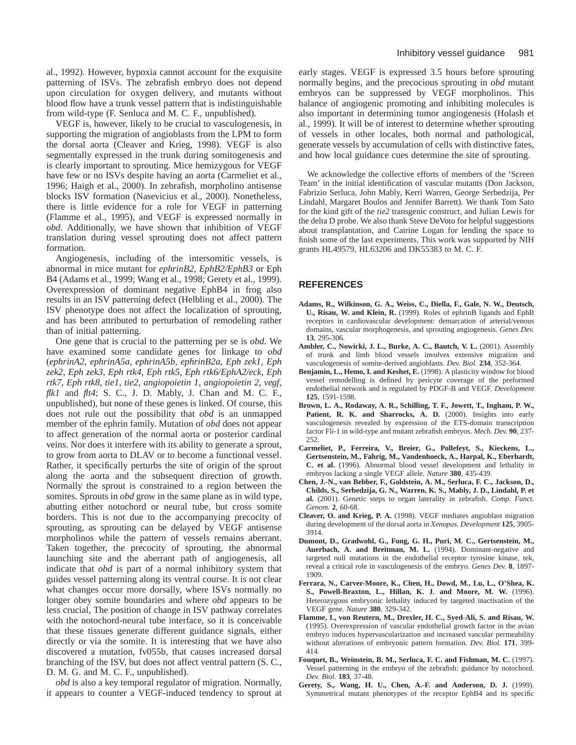al., 1992). However, hypoxia cannot account for the exquisite patterning of ISVs. The zebrafish embryo does not depend upon circulation for oxygen delivery, and mutants without blood flow have a trunk vessel pattern that is indistinguishable from wild-type (F. Senluca and M. C. F., unpublished).

VEGF is, however, likely to be crucial to vasculogenesis, in supporting the migration of angioblasts from the LPM to form the dorsal aorta (Cleaver and Krieg, 1998). VEGF is also segmentally expressed in the trunk during somitogenesis and is clearly important to sprouting. Mice hemizygous for VEGF have few or no ISVs despite having an aorta (Carmeliet et al., 1996; Haigh et al., 2000). In zebrafish, morpholino antisense blocks ISV formation (Nasevicius et al., 2000). Nonetheless, there is little evidence for a role for VEGF in patterning (Flamme et al., 1995), and VEGF is expressed normally in *obd*. Additionally, we have shown that inhibition of VEGF translation during vessel sprouting does not affect pattern formation.

Angiogenesis, including of the intersomitic vessels, is abnormal in mice mutant for *ephrinB2*, *EphB2/EphB3* or Eph B4 (Adams et al., 1999; Wang et al., 1998; Gerety et al., 1999). Overexpression of dominant negative EphB4 in frog also results in an ISV patterning defect (Helbling et al., 2000). The ISV phenotype does not affect the localization of sprouting, and has been attributed to perturbation of remodeling rather than of initial patterning.

One gene that is crucial to the patterning per se is *obd.* We have examined some candidate genes for linkage to *obd* (*ephrinA2*, *ephrinA5a*, *ephrinA5b*, *ephrinB2a*, *Eph zek1*, *Eph zek2*, *Eph zek3*, *Eph rtk4*, *Eph rtk5*, *Eph rtk6/EphA2/eck*, *Eph rtk7*, *Eph rtk8*, *tie1*, *tie2*, *angiopoietin 1*, *angiopoietin 2*, *vegf*, *flk1* and *flt4*; S. C., J. D. Mably, J. Chan and M. C. F., unpublished), but none of these genes is linked. Of course, this does not rule out the possibility that *obd* is an unmapped member of the ephrin family. Mutation of *obd* does not appear to affect generation of the normal aorta or posterior cardinal veins. Nor does it interfere with its ability to generate a sprout, to grow from aorta to DLAV or to become a functional vessel. Rather, it specifically perturbs the site of origin of the sprout along the aorta and the subsequent direction of growth. Normally the sprout is constrained to a region between the somites. Sprouts in *obd* grow in the same plane as in wild type, abutting either notochord or neural tube, but cross somite borders. This is not due to the accompanying precocity of sprouting, as sprouting can be delayed by VEGF antisense morpholinos while the pattern of vessels remains aberrant. Taken together, the precocity of sprouting, the abnormal launching site and the aberrant path of angiogenesis, all indicate that *obd* is part of a normal inhibitory system that guides vessel patterning along its ventral course. It is not clear what changes occur more dorsally, where ISVs normally no longer obey somite boundaries and where *obd* appears to be less crucial, The position of change in ISV pathway correlates with the notochord-neural tube interface, so it is conceivable that these tissues generate different guidance signals, either directly or via the somite. It is interesting that we have also discovered a mutation, fv055b, that causes increased dorsal branching of the ISV, but does not affect ventral pattern (S. C., D. M. G. and M. C. F., unpublished).

*obd* is also a key temporal regulator of migration. Normally, it appears to counter a VEGF-induced tendency to sprout at early stages. VEGF is expressed 3.5 hours before sprouting normally begins, and the precocious sprouting in *obd* mutant embryos can be suppressed by VEGF morpholinos. This balance of angiogenic promoting and inhibiting molecules is also important in determining tumor angiogenesis (Holash et al., 1999). It will be of interest to determine whether sprouting of vessels in other locales, both normal and pathological, generate vessels by accumulation of cells with distinctive fates, and how local guidance cues determine the site of sprouting.

We acknowledge the collective efforts of members of the 'Screen Team' in the initial identification of vascular mutants (Don Jackson, Fabrizio Serluca, John Mably, Kerri Warren, George Serbedzija, Per Lindahl, Margaret Boulos and Jennifer Barrett). We thank Tom Sato for the kind gift of the *tie2* transgenic construct, and Julian Lewis for the delta D probe. We also thank Steve DeVoto for helpful suggestions about transplantation, and Cairine Logan for lending the space to finish some of the last experiments. This work was supported by NIH grants HL49579, HL63206 and DK55383 to M. C. F.

## REFERENCES

**Adams, R., Wilkinson, G. A., Weiss, C., Diella, F., Gale, N. W., Deutsch, U., Risau, W. and Klein, R.** (1999). Roles of ephrinB ligands and EphB receptors in cardiovascular development: demarcation of arterial/venous domains, vascular morphogenesis, and sprouting angiogenesis. *Genes Dev.* **13**, 295-306.

**Ambler, C., Nowicki, J. L., Burke, A. C., Bautch, V. L.** (2001). Assembly of trunk and limb blood vessels involves extensive migration and vasculogenesis of somite-derived angioblasts. *Dev. Biol.* **234**, 352-364.

**Benjamin, L., Hemo, I. and Keshet, E.** (1998). A plasticity window for blood vessel remodelling is defined by pericyte coverage of the preformed endothelial network and is regulated by PDGF-B and VEGF. *Development* **125**, 1591-1598.

**Brown, L. A., Rodaway, A. R., Schilling, T. F., Jowett, T., Ingham, P. W., Patient, R. K. and Sharrocks, A. D.** (2000). Insights into early vasculogenesis revealed by expression of the ETS-domain transcription factor Fli-1 in wild-type and mutant zebrafish embryos. *Mech. Dev.* **90**, 237-252.

**Carmeliet, P., Ferreira, V., Breier, G., Pollefeyt, S., Kieckens, L., Gertsenstein, M., Fahrig, M., Vandenhoeck, A., Harpal, K., Eberhardt, C. et al.** (1996). Abnormal blood vessel development and lethality in embryos lacking a single VEGF allele. *Nature* **380**, 435-439.

**Chen, J.-N., van Bebber, F., Goldstein, A. M., Serluca, F. C., Jackson, D., Childs, S., Serbedzija, G. N., Warren, K. S., Mably, J. D., Lindahl, P. et al.** (2001). Genetic steps to organ laterality in zebrafish. *Comp. Funct. Genom.* **2**, 60-68.

**Cleaver, O. and Krieg, P. A.** (1998). VEGF mediates angioblast migration during development of the dorsal aorta in *Xenopus*. *Development* **125**, 3905-3914.

**Dumont, D., Gradwohl, G., Fong, G. H., Puri, M. C., Gertsenstein, M., Auerbach, A. and Breitman, M. L.** (1994). Dominant-negative and targeted null mutations in the endothelial receptor tyrosine kinase, tek, reveal a critical role in vasculogenesis of the embryo. *Genes Dev.* **8**, 1897-1909.

**Ferrara, N., Carver-Moore, K., Chen, H., Dowd, M., Lu, L., O'Shea, K. S., Powell-Braxton, L., Hillan, K. J. and Moore, M. W.** (1996). Heterozygous embryonic lethality induced by targeted inactivation of the VEGF gene. *Nature* **380**, 329-342.

**Flamme, I., von Reutern, M., Drexler, H. C., Syed-Ali, S. and Risau, W.** (1995). Overexpression of vascular endothelial growth factor in the avian embryo induces hypervascularization and increased vascular permeability without alterations of embryonic pattern formation. *Dev. Biol.* **171**, 399-414.

**Fouquet, B., Weinstein, B. M., Serluca, F. C. and Fishman, M. C.** (1997). Vessel patterning in the embryo of the zebrafish: guidance by notochord. *Dev. Biol.* **183**, 37-48.

**Gerety, S., Wang, H. U., Chen, A.-F. and Anderson, D. J.** (1999). Symmetrical mutant phenotypes of the receptor EphB4 and its specific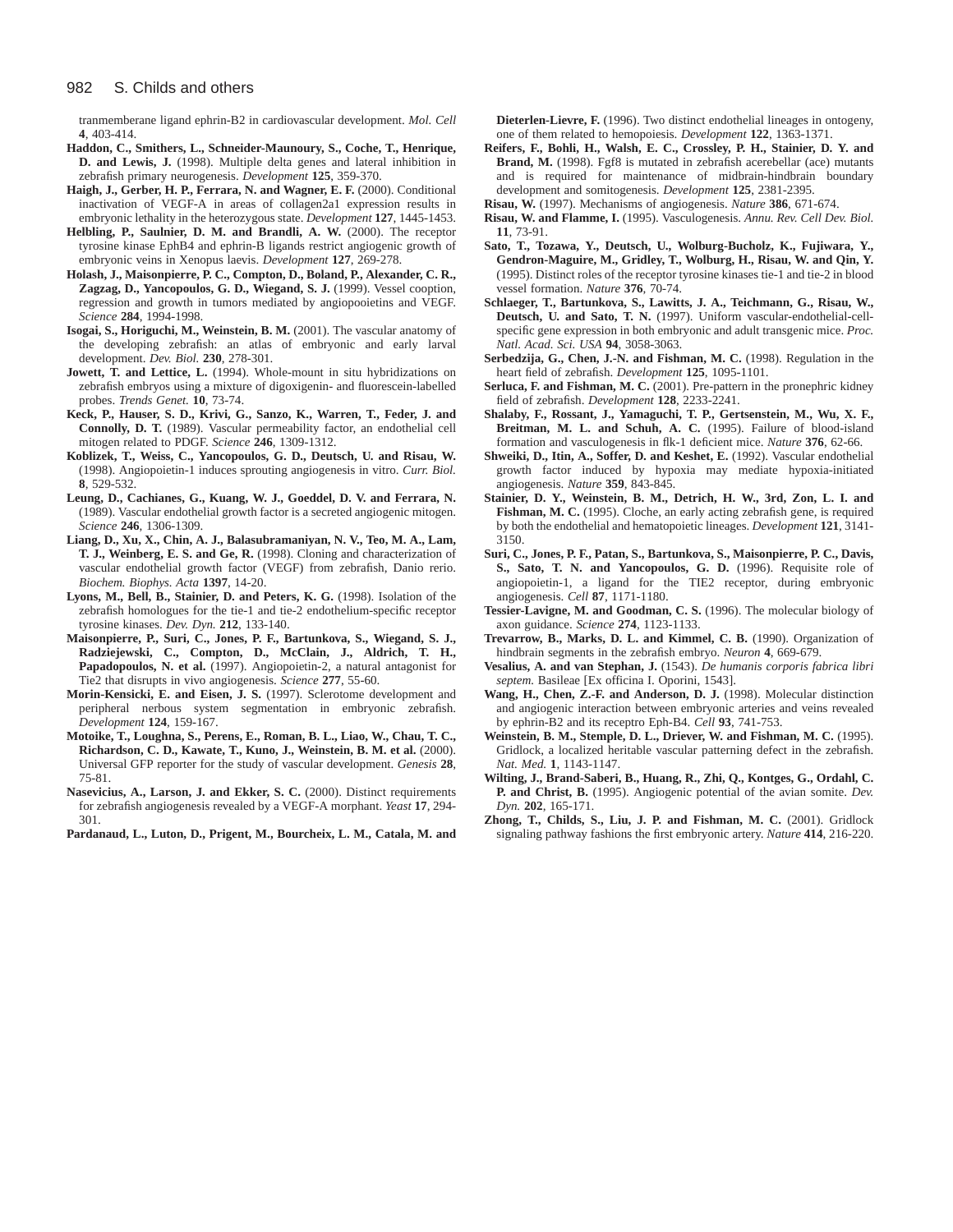tranmemberane ligand ephrin-B2 in cardiovascular development. *Mol. Cell* **4**, 403-414.

**Haddon, C., Smithers, L., Schneider-Maunoury, S., Coche, T., Henrique, D. and Lewis, J.** (1998). Multiple delta genes and lateral inhibition in zebrafish primary neurogenesis. *Development* **125**, 359-370.

**Haigh, J., Gerber, H. P., Ferrara, N. and Wagner, E. F.** (2000). Conditional inactivation of VEGF-A in areas of collagen2a1 expression results in embryonic lethality in the heterozygous state. *Development* **127**, 1445-1453.

**Helbling, P., Saulnier, D. M. and Brandli, A. W.** (2000). The receptor tyrosine kinase EphB4 and ephrin-B ligands restrict angiogenic growth of embryonic veins in Xenopus laevis. *Development* **127**, 269-278.

**Holash, J., Maisonpierre, P. C., Compton, D., Boland, P., Alexander, C. R., Zagzag, D., Yancopoulos, G. D., Wiegand, S. J.** (1999). Vessel cooption, regression and growth in tumors mediated by angiopooietins and VEGF. *Science* **284**, 1994-1998.

**Isogai, S., Horiguchi, M., Weinstein, B. M.** (2001). The vascular anatomy of the developing zebrafish: an atlas of embryonic and early larval development. *Dev. Biol.* **230**, 278-301.

**Jowett, T. and Lettice, L.** (1994). Whole-mount in situ hybridizations on zebrafish embryos using a mixture of digoxigenin- and fluorescein-labelled probes. *Trends Genet.* **10**, 73-74.

**Keck, P., Hauser, S. D., Krivi, G., Sanzo, K., Warren, T., Feder, J. and Connolly, D. T.** (1989). Vascular permeability factor, an endothelial cell mitogen related to PDGF. *Science* **246**, 1309-1312.

**Koblizek, T., Weiss, C., Yancopoulos, G. D., Deutsch, U. and Risau, W.** (1998). Angiopoietin-1 induces sprouting angiogenesis in vitro. *Curr. Biol.* **8**, 529-532.

**Leung, D., Cachianes, G., Kuang, W. J., Goeddel, D. V. and Ferrara, N.** (1989). Vascular endothelial growth factor is a secreted angiogenic mitogen. *Science* **246**, 1306-1309.

**Liang, D., Xu, X., Chin, A. J., Balasubramaniyan, N. V., Teo, M. A., Lam, T. J., Weinberg, E. S. and Ge, R.** (1998). Cloning and characterization of vascular endothelial growth factor (VEGF) from zebrafish, Danio rerio. *Biochem. Biophys. Acta* **1397**, 14-20.

**Lyons, M., Bell, B., Stainier, D. and Peters, K. G.** (1998). Isolation of the zebrafish homologues for the tie-1 and tie-2 endothelium-specific receptor tyrosine kinases. *Dev. Dyn.* **212**, 133-140.

**Maisonpierre, P., Suri, C., Jones, P. F., Bartunkova, S., Wiegand, S. J., Radziejewski, C., Compton, D., McClain, J., Aldrich, T. H., Papadopoulos, N. et al.** (1997). Angiopoietin-2, a natural antagonist for Tie2 that disrupts in vivo angiogenesis. *Science* **277**, 55-60.

**Morin-Kensicki, E. and Eisen, J. S.** (1997). Sclerotome development and peripheral nerbous system segmentation in embryonic zebrafish. *Development* **124**, 159-167.

**Motoike, T., Loughna, S., Perens, E., Roman, B. L., Liao, W., Chau, T. C., Richardson, C. D., Kawate, T., Kuno, J., Weinstein, B. M. et al.** (2000). Universal GFP reporter for the study of vascular development. *Genesis* **28**, 75-81.

**Nasevicius, A., Larson, J. and Ekker, S. C.** (2000). Distinct requirements for zebrafish angiogenesis revealed by a VEGF-A morphant. *Yeast* **17**, 294-301.

**Pardanaud, L., Luton, D., Prigent, M., Bourcheix, L. M., Catala, M. and Dieterlen-Lievre, F.** (1996). Two distinct endothelial lineages in ontogeny, one of them related to hemopoiesis. *Development* **122**, 1363-1371.

**Reifers, F., Bohli, H., Walsh, E. C., Crossley, P. H., Stainier, D. Y. and Brand, M.** (1998). Fgf8 is mutated in zebrafish acerebellar (ace) mutants and is required for maintenance of midbrain-hindbrain boundary development and somitogenesis. *Development* **125**, 2381-2395.

**Risau, W.** (1997). Mechanisms of angiogenesis. *Nature* **386**, 671-674.

**Risau, W. and Flamme, I.** (1995). Vasculogenesis. *Annu. Rev. Cell Dev. Biol.* **11**, 73-91.

**Sato, T., Tozawa, Y., Deutsch, U., Wolburg-Bucholz, K., Fujiwara, Y., Gendron-Maguire, M., Gridley, T., Wolburg, H., Risau, W. and Qin, Y.** (1995). Distinct roles of the receptor tyrosine kinases tie-1 and tie-2 in blood vessel formation. *Nature* **376**, 70-74.

**Schlaeger, T., Bartunkova, S., Lawitts, J. A., Teichmann, G., Risau, W., Deutsch, U. and Sato, T. N.** (1997). Uniform vascular-endothelial-cell-specific gene expression in both embryonic and adult transgenic mice. *Proc. Natl. Acad. Sci. USA* **94**, 3058-3063.

**Serbedzija, G., Chen, J.-N. and Fishman, M. C.** (1998). Regulation in the heart field of zebrafish. *Development* **125**, 1095-1101.

**Serluca, F. and Fishman, M. C.** (2001). Pre-pattern in the pronephric kidney field of zebrafish. *Development* **128**, 2233-2241.

**Shalaby, F., Rossant, J., Yamaguchi, T. P., Gertsenstein, M., Wu, X. F., Breitman, M. L. and Schuh, A. C.** (1995). Failure of blood-island formation and vasculogenesis in flk-1 deficient mice. *Nature* **376**, 62-66.

**Shweiki, D., Itin, A., Soffer, D. and Keshet, E.** (1992). Vascular endothelial growth factor induced by hypoxia may mediate hypoxia-initiated angiogenesis. *Nature* **359**, 843-845.

**Stainier, D. Y., Weinstein, B. M., Detrich, H. W., 3rd, Zon, L. I. and Fishman, M. C.** (1995). Cloche, an early acting zebrafish gene, is required by both the endothelial and hematopoietic lineages. *Development* **121**, 3141-3150.

**Suri, C., Jones, P. F., Patan, S., Bartunkova, S., Maisonpierre, P. C., Davis, S., Sato, T. N. and Yancopoulos, G. D.** (1996). Requisite role of angiopoietin-1, a ligand for the TIE2 receptor, during embryonic angiogenesis. *Cell* **87**, 1171-1180.

**Tessier-Lavigne, M. and Goodman, C. S.** (1996). The molecular biology of axon guidance. *Science* **274**, 1123-1133.

**Trevarrow, B., Marks, D. L. and Kimmel, C. B.** (1990). Organization of hindbrain segments in the zebrafish embryo. *Neuron* **4**, 669-679.

**Vesalius, A. and van Stephan, J.** (1543). *De humanis corporis fabrica libri septem.* Basileae [Ex officina I. Oporini, 1543].

**Wang, H., Chen, Z.-F. and Anderson, D. J.** (1998). Molecular distinction and angiogenic interaction between embryonic arteries and veins revealed by ephrin-B2 and its receptro Eph-B4. *Cell* **93**, 741-753.

**Weinstein, B. M., Stemple, D. L., Driever, W. and Fishman, M. C.** (1995). Gridlock, a localized heritable vascular patterning defect in the zebrafish. *Nat. Med.* **1**, 1143-1147.

**Wilting, J., Brand-Saberi, B., Huang, R., Zhi, Q., Kontges, G., Ordahl, C. P. and Christ, B.** (1995). Angiogenic potential of the avian somite. *Dev. Dyn.* **202**, 165-171.

**Zhong, T., Childs, S., Liu, J. P. and Fishman, M. C.** (2001). Gridlock signaling pathway fashions the first embryonic artery. *Nature* **414**, 216-220.